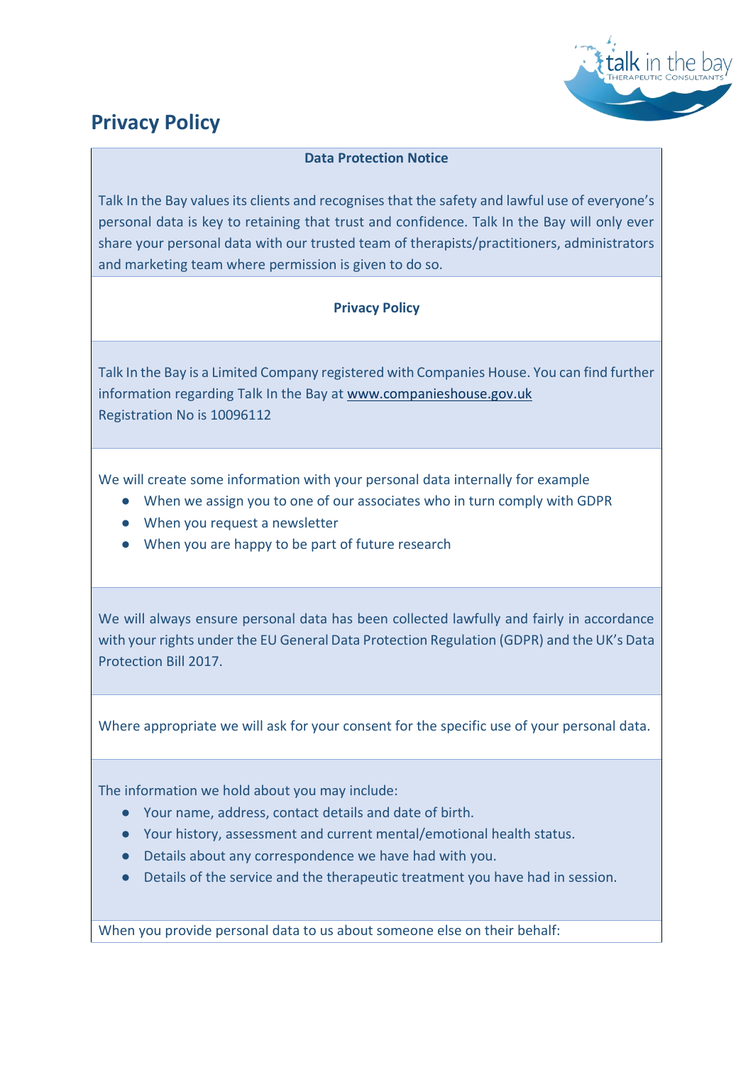# Privacy Policy

**Data Protection Notice**

Talk In the Bay values its clients and recognises that the safety and lawful use of everyone's personal data is key to retaining that trust and confidence. Talk In the Bay will only ever share your personal data with our trusted team of therapists/practitioners, administrators and marketing team where permission is given to do so.

**Privacy Policy**

Talk In the Bay is a Limited Company registered with Companies House. You can find further information regarding Talk In the Bay at [www.companieshouse.gov.uk](http://www.companieshouse.gov.uk)
Registration No is 10096112

We will create some information with your personal data internally for example

- When we assign you to one of our associates who in turn comply with GDPR
- When you request a newsletter
- When you are happy to be part of future research

We will always ensure personal data has been collected lawfully and fairly in accordance with your rights under the EU General Data Protection Regulation (GDPR) and the UK's Data Protection Bill 2017.

Where appropriate we will ask for your consent for the specific use of your personal data.

The information we hold about you may include:

- Your name, address, contact details and date of birth.
- Your history, assessment and current mental/emotional health status.
- Details about any correspondence we have had with you.
- Details of the service and the therapeutic treatment you have had in session.

When you provide personal data to us about someone else on their behalf: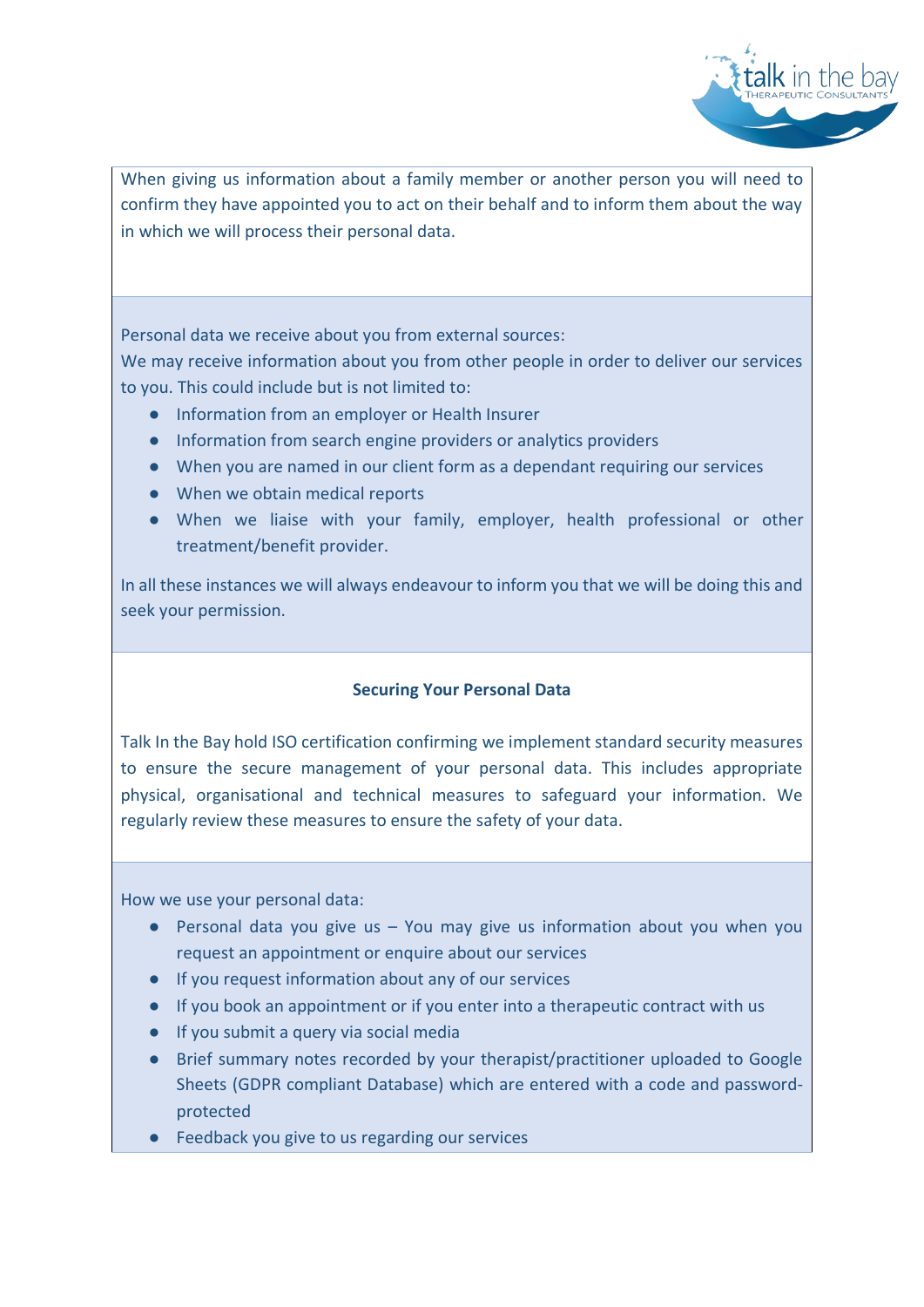When giving us information about a family member or another person you will need to confirm they have appointed you to act on their behalf and to inform them about the way in which we will process their personal data.

Personal data we receive about you from external sources:
We may receive information about you from other people in order to deliver our services to you. This could include but is not limited to:

- Information from an employer or Health Insurer
- Information from search engine providers or analytics providers
- When you are named in our client form as a dependant requiring our services
- When we obtain medical reports
- When we liaise with your family, employer, health professional or other treatment/benefit provider.

In all these instances we will always endeavour to inform you that we will be doing this and seek your permission.

**Securing Your Personal Data**

Talk In the Bay hold ISO certification confirming we implement standard security measures to ensure the secure management of your personal data. This includes appropriate physical, organisational and technical measures to safeguard your information. We regularly review these measures to ensure the safety of your data.

How we use your personal data:

- Personal data you give us – You may give us information about you when you request an appointment or enquire about our services
- If you request information about any of our services
- If you book an appointment or if you enter into a therapeutic contract with us
- If you submit a query via social media
- Brief summary notes recorded by your therapist/practitioner uploaded to Google Sheets (GDPR compliant Database) which are entered with a code and password-protected
- Feedback you give to us regarding our services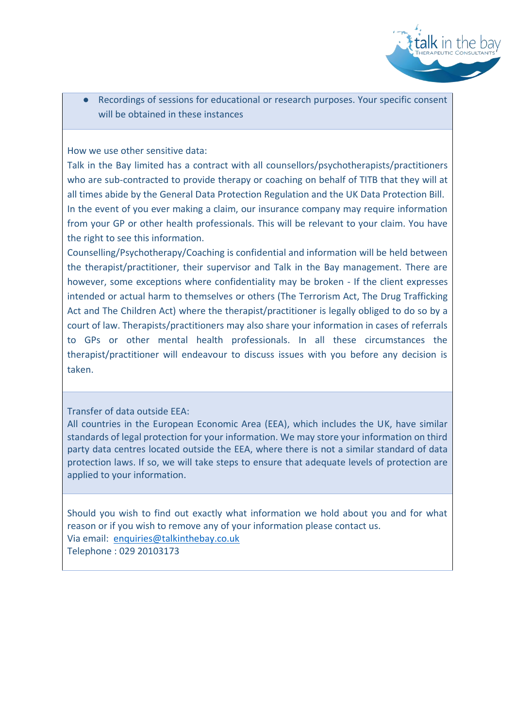- Recordings of sessions for educational or research purposes. Your specific consent will be obtained in these instances

How we use other sensitive data:

Talk in the Bay limited has a contract with all counsellors/psychotherapists/practitioners who are sub-contracted to provide therapy or coaching on behalf of TITB that they will at all times abide by the General Data Protection Regulation and the UK Data Protection Bill.

In the event of you ever making a claim, our insurance company may require information from your GP or other health professionals. This will be relevant to your claim. You have the right to see this information.

Counselling/Psychotherapy/Coaching is confidential and information will be held between the therapist/practitioner, their supervisor and Talk in the Bay management. There are however, some exceptions where confidentiality may be broken - If the client expresses intended or actual harm to themselves or others (The Terrorism Act, The Drug Trafficking Act and The Children Act) where the therapist/practitioner is legally obliged to do so by a court of law. Therapists/practitioners may also share your information in cases of referrals to GPs or other mental health professionals. In all these circumstances the therapist/practitioner will endeavour to discuss issues with you before any decision is taken.

Transfer of data outside EEA:

All countries in the European Economic Area (EEA), which includes the UK, have similar standards of legal protection for your information. We may store your information on third party data centres located outside the EEA, where there is not a similar standard of data protection laws. If so, we will take steps to ensure that adequate levels of protection are applied to your information.

Should you wish to find out exactly what information we hold about you and for what reason or if you wish to remove any of your information please contact us.

Via email: enquiries@talkinthebay.co.uk

Telephone : 029 20103173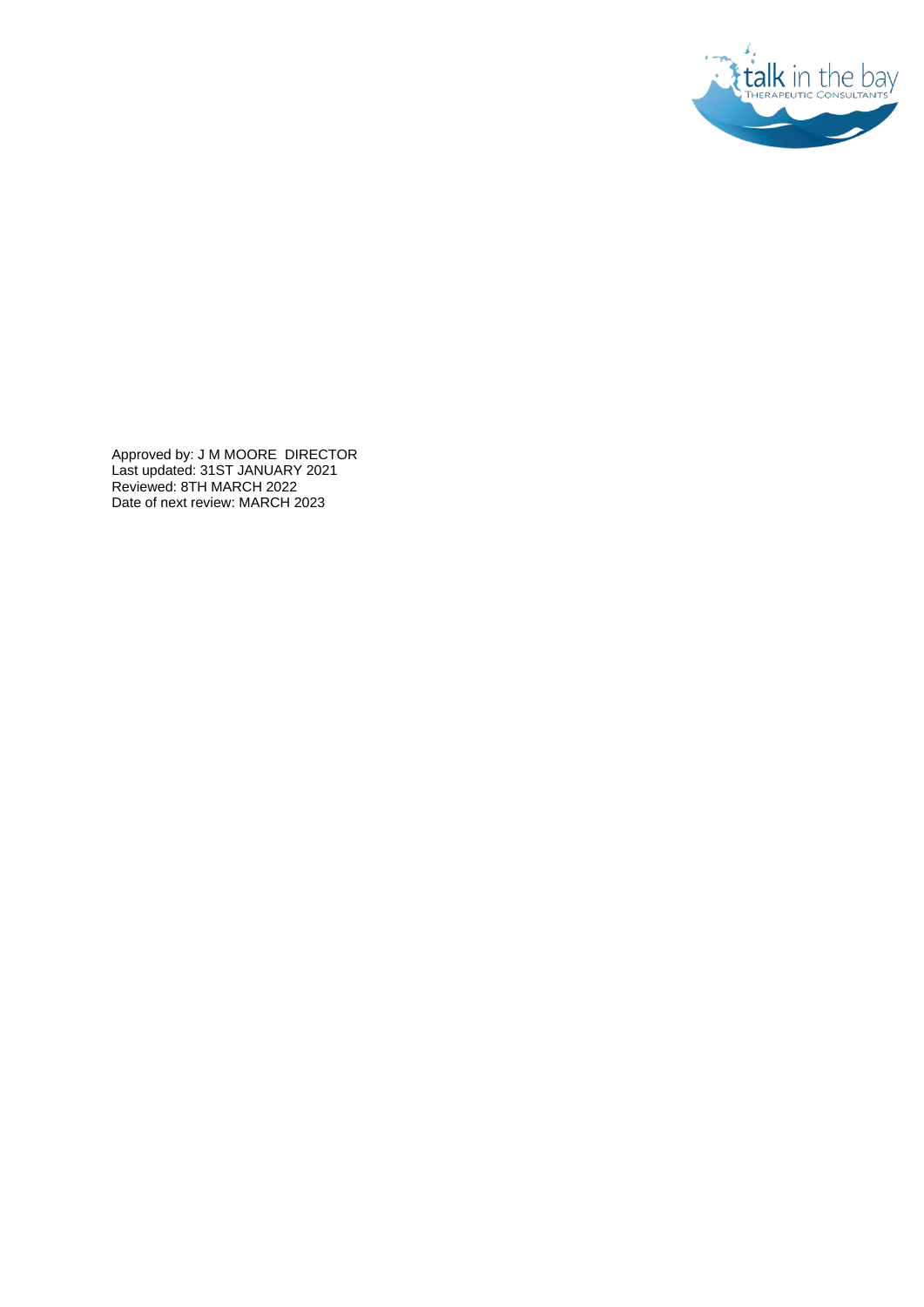Approved by: J M MOORE DIRECTOR
Last updated: 31ST JANUARY 2021
Reviewed: 8TH MARCH 2022
Date of next review: MARCH 2023